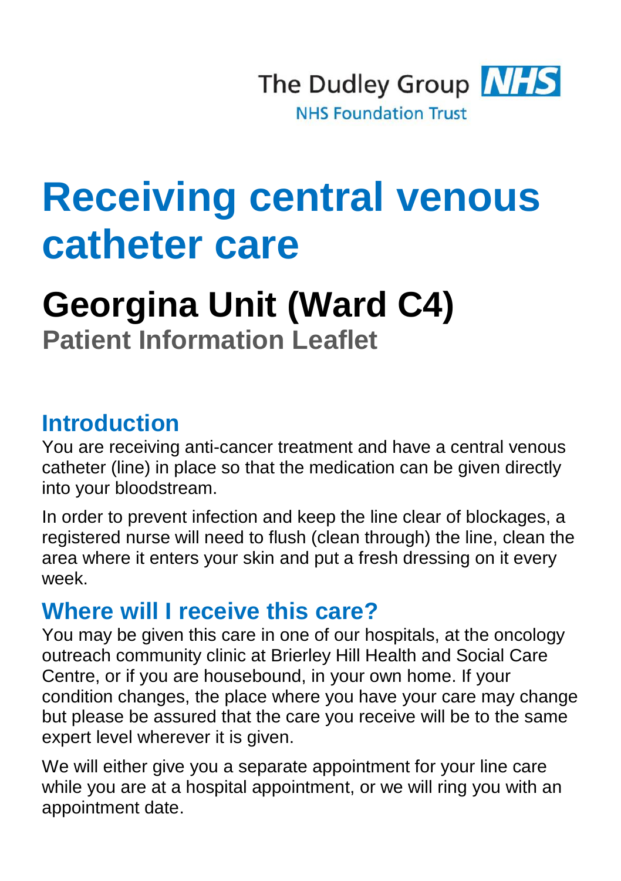The Dudley Group NHS
NHS Foundation Trust

# Receiving central venous catheter care

## Georgina Unit (Ward C4)

### Patient Information Leaflet

## Introduction

You are receiving anti-cancer treatment and have a central venous catheter (line) in place so that the medication can be given directly into your bloodstream.

In order to prevent infection and keep the line clear of blockages, a registered nurse will need to flush (clean through) the line, clean the area where it enters your skin and put a fresh dressing on it every week.

## Where will I receive this care?

You may be given this care in one of our hospitals, at the oncology outreach community clinic at Brierley Hill Health and Social Care Centre, or if you are housebound, in your own home. If your condition changes, the place where you have your care may change but please be assured that the care you receive will be to the same expert level wherever it is given.

We will either give you a separate appointment for your line care while you are at a hospital appointment, or we will ring you with an appointment date.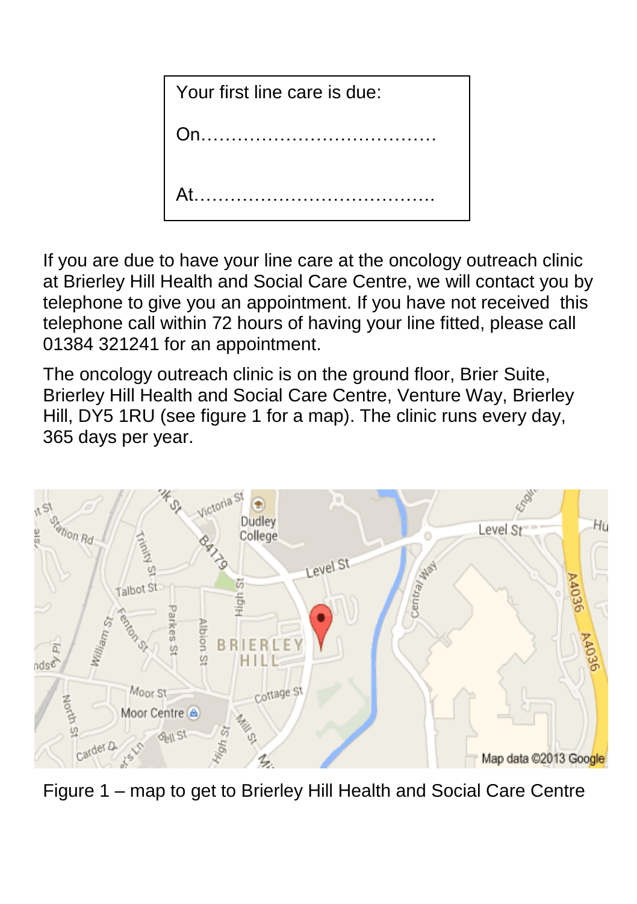Your first line care is due:

On…………………………………

At………………………………….

If you are due to have your line care at the oncology outreach clinic at Brierley Hill Health and Social Care Centre, we will contact you by telephone to give you an appointment. If you have not received this telephone call within 72 hours of having your line fitted, please call 01384 321241 for an appointment.

The oncology outreach clinic is on the ground floor, Brier Suite, Brierley Hill Health and Social Care Centre, Venture Way, Brierley Hill, DY5 1RU (see figure 1 for a map). The clinic runs every day, 365 days per year.

Figure 1 – map to get to Brierley Hill Health and Social Care Centre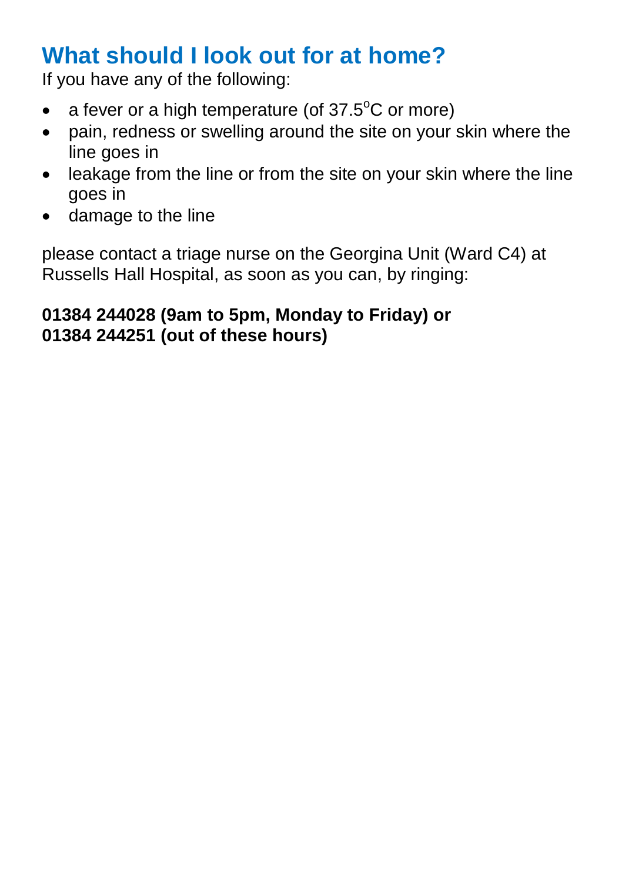## What should I look out for at home?

If you have any of the following:

- a fever or a high temperature (of 37.5$^{o}$C or more)
- pain, redness or swelling around the site on your skin where the line goes in
- leakage from the line or from the site on your skin where the line goes in
- damage to the line

please contact a triage nurse on the Georgina Unit (Ward C4) at Russells Hall Hospital, as soon as you can, by ringing:

**01384 244028 (9am to 5pm, Monday to Friday) or**
**01384 244251 (out of these hours)**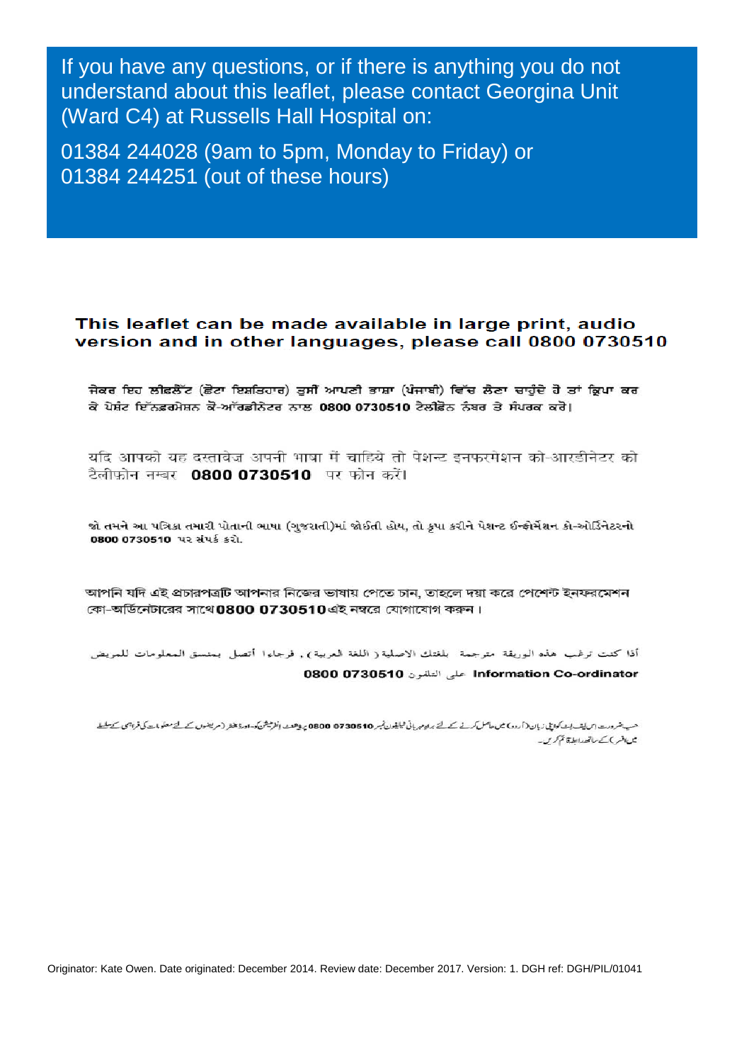If you have any questions, or if there is anything you do not understand about this leaflet, please contact Georgina Unit (Ward C4) at Russells Hall Hospital on:

01384 244028 (9am to 5pm, Monday to Friday) or
01384 244251 (out of these hours)

**This leaflet can be made available in large print, audio version and in other languages, please call 0800 0730510**

ਜੇਕਰ ਇਹ ਲੀਫਲੈੱਟ (ਛੋਟਾ ਇਸ਼ਤਿਹਾਰ) ਤੁਸੀਂ ਆਪਣੀ ਭਾਸ਼ਾ (ਪੰਜਾਬੀ) ਵਿੱਚ ਲੈਣਾ ਚਾਹੁੰਦੇ ਹੋ ਤਾਂ ਕ੍ਰਿਪਾ ਕਰ ਕੇ ਪੇਸ਼ੰਟ ਇੰਨਫ਼ਰਮੇਸ਼ਨ ਕੋ-ਔਰਡੀਨੇਟਰ ਨਾਲ **0800 0730510** ਟੈਲੀਫ਼ੋਨ ਨੰਬਰ ਤੇ ਸੰਪਰਕ ਕਰੋ।

यदि आपको यह दस्तावेज अपनी भाषा में चाहिये तो पेशन्ट इनफरमेशन को-आरडीनेटर को टैलीफ़ोन नम्बर **0800 0730510** पर फोन करें।

જો તમને આ પત્રિકા તમારી પોતાની ભાષા (ગુજરાતી)માં જોઈતી હોય, તો કૃપા કરીને પેશન્ટ ઈન્ફોર્મેશન કો-ઓર્ડિનેટરનો **0800 0730510** પર સંપર્ક કરો.

আপনি যদি এই প্রচারপত্রটি আপনার নিজের ভাষায় পেতে চান, তাহলে দয়া করে পেশেন্ট ইনফরমেশন কো-অর্ডিনেটারের সাথে **0800 0730510** এই নম্বরে যোগাযোগ করুন।

أذا كنت ترغب هذه الوريقة مترجمة بلغتك الاصلية ( اللغة العربية ) , فرجاءا أتصل بمنسق المعلومات للمريض **Information Co-ordinator** على التلفون **0800 0730510**

حسب ضرورت اس لیف لیٹ کو اپنی زبان (اردو) میں حاصل کرنے کے لئے براہ مہربانی ٹیلیفون نمبر 0800 0730510 پر پیشنٹ انفارمیشن کو-آرڈینیٹر (مریضوں کے لئے معلومات کی فراہمی کے سلسلے میں افسر) کے ساتھ رابطہ قائم کریں۔

Originator: Kate Owen. Date originated: December 2014. Review date: December 2017. Version: 1. DGH ref: DGH/PIL/01041